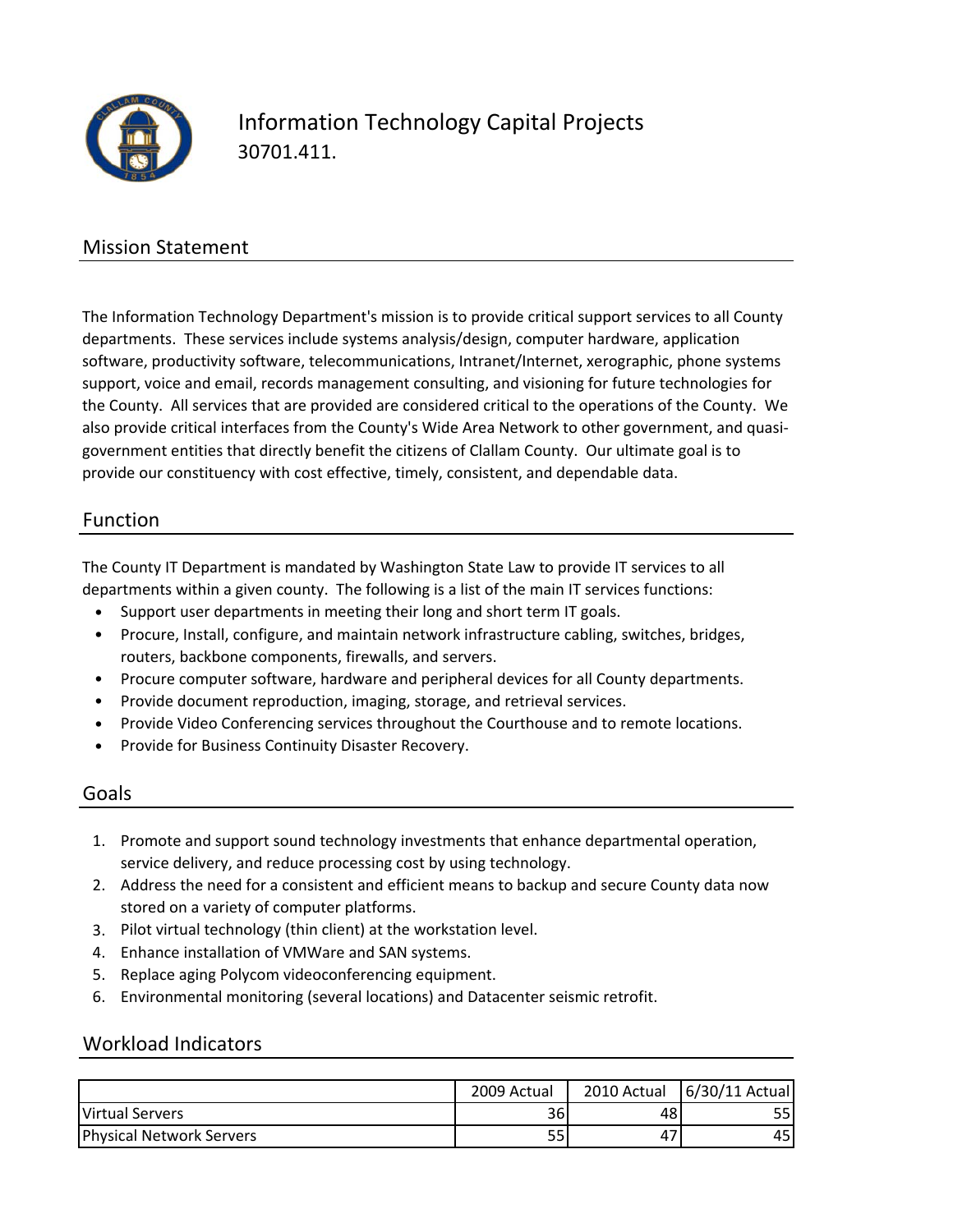# Information Technology Capital Projects

30701.411.

## Mission Statement

The Information Technology Department's mission is to provide critical support services to all County departments. These services include systems analysis/design, computer hardware, application software, productivity software, telecommunications, Intranet/Internet, xerographic, phone systems support, voice and email, records management consulting, and visioning for future technologies for the County. All services that are provided are considered critical to the operations of the County. We also provide critical interfaces from the County's Wide Area Network to other government, and quasi-government entities that directly benefit the citizens of Clallam County. Our ultimate goal is to provide our constituency with cost effective, timely, consistent, and dependable data.

## Function

The County IT Department is mandated by Washington State Law to provide IT services to all departments within a given county. The following is a list of the main IT services functions:

- Support user departments in meeting their long and short term IT goals.
- Procure, Install, configure, and maintain network infrastructure cabling, switches, bridges, routers, backbone components, firewalls, and servers.
- Procure computer software, hardware and peripheral devices for all County departments.
- Provide document reproduction, imaging, storage, and retrieval services.
- Provide Video Conferencing services throughout the Courthouse and to remote locations.
- Provide for Business Continuity Disaster Recovery.

## Goals

1. Promote and support sound technology investments that enhance departmental operation, service delivery, and reduce processing cost by using technology.
2. Address the need for a consistent and efficient means to backup and secure County data now stored on a variety of computer platforms.
3. Pilot virtual technology (thin client) at the workstation level.
4. Enhance installation of VMWare and SAN systems.
5. Replace aging Polycom videoconferencing equipment.
6. Environmental monitoring (several locations) and Datacenter seismic retrofit.

## Workload Indicators

| | 2009 Actual | 2010 Actual | 6/30/11 Actual |
|---|---|---|---|
| Virtual Servers | 36 | 48 | 55 |
| Physical Network Servers | 55 | 47 | 45 |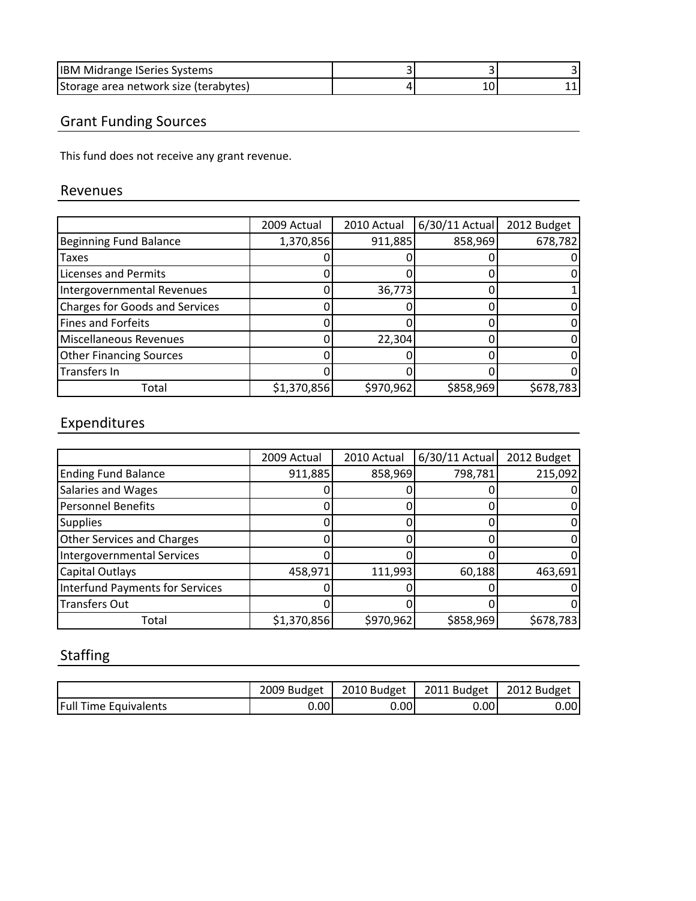| | | | |
|---|---|---|---|
| IBM Midrange ISeries Systems | 3 | 3 | 3 |
| Storage area network size (terabytes) | 4 | 10 | 11 |

## Grant Funding Sources

This fund does not receive any grant revenue.

## Revenues

| | 2009 Actual | 2010 Actual | 6/30/11 Actual | 2012 Budget |
|---|---|---|---|---|
| Beginning Fund Balance | 1,370,856 | 911,885 | 858,969 | 678,782 |
| Taxes | 0 | 0 | 0 | 0 |
| Licenses and Permits | 0 | 0 | 0 | 0 |
| Intergovernmental Revenues | 0 | 36,773 | 0 | 1 |
| Charges for Goods and Services | 0 | 0 | 0 | 0 |
| Fines and Forfeits | 0 | 0 | 0 | 0 |
| Miscellaneous Revenues | 0 | 22,304 | 0 | 0 |
| Other Financing Sources | 0 | 0 | 0 | 0 |
| Transfers In | 0 | 0 | 0 | 0 |
| Total | $1,370,856 | $970,962 | $858,969 | $678,783 |

## Expenditures

| | 2009 Actual | 2010 Actual | 6/30/11 Actual | 2012 Budget |
|---|---|---|---|---|
| Ending Fund Balance | 911,885 | 858,969 | 798,781 | 215,092 |
| Salaries and Wages | 0 | 0 | 0 | 0 |
| Personnel Benefits | 0 | 0 | 0 | 0 |
| Supplies | 0 | 0 | 0 | 0 |
| Other Services and Charges | 0 | 0 | 0 | 0 |
| Intergovernmental Services | 0 | 0 | 0 | 0 |
| Capital Outlays | 458,971 | 111,993 | 60,188 | 463,691 |
| Interfund Payments for Services | 0 | 0 | 0 | 0 |
| Transfers Out | 0 | 0 | 0 | 0 |
| Total | $1,370,856 | $970,962 | $858,969 | $678,783 |

## Staffing

| | 2009 Budget | 2010 Budget | 2011 Budget | 2012 Budget |
|---|---|---|---|---|
| Full Time Equivalents | 0.00 | 0.00 | 0.00 | 0.00 |